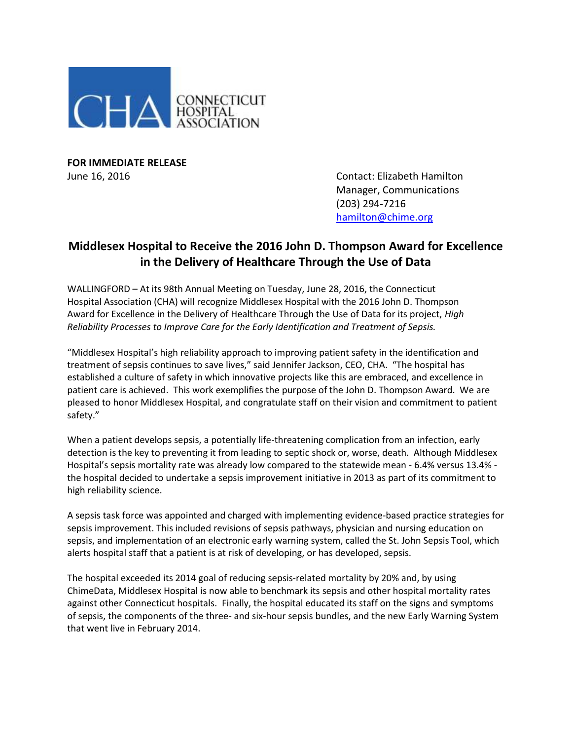CONNECTICUT HOSPITAL ASSOCIATION

**FOR IMMEDIATE RELEASE**
June 16, 2016

Contact: Elizabeth Hamilton
Manager, Communications
(203) 294-7216
hamilton@chime.org

## Middlesex Hospital to Receive the 2016 John D. Thompson Award for Excellence in the Delivery of Healthcare Through the Use of Data

WALLINGFORD – At its 98th Annual Meeting on Tuesday, June 28, 2016, the Connecticut Hospital Association (CHA) will recognize Middlesex Hospital with the 2016 John D. Thompson Award for Excellence in the Delivery of Healthcare Through the Use of Data for its project, *High Reliability Processes to Improve Care for the Early Identification and Treatment of Sepsis.*

"Middlesex Hospital's high reliability approach to improving patient safety in the identification and treatment of sepsis continues to save lives," said Jennifer Jackson, CEO, CHA. "The hospital has established a culture of safety in which innovative projects like this are embraced, and excellence in patient care is achieved. This work exemplifies the purpose of the John D. Thompson Award. We are pleased to honor Middlesex Hospital, and congratulate staff on their vision and commitment to patient safety."

When a patient develops sepsis, a potentially life-threatening complication from an infection, early detection is the key to preventing it from leading to septic shock or, worse, death. Although Middlesex Hospital's sepsis mortality rate was already low compared to the statewide mean - 6.4% versus 13.4% - the hospital decided to undertake a sepsis improvement initiative in 2013 as part of its commitment to high reliability science.

A sepsis task force was appointed and charged with implementing evidence-based practice strategies for sepsis improvement. This included revisions of sepsis pathways, physician and nursing education on sepsis, and implementation of an electronic early warning system, called the St. John Sepsis Tool, which alerts hospital staff that a patient is at risk of developing, or has developed, sepsis.

The hospital exceeded its 2014 goal of reducing sepsis-related mortality by 20% and, by using ChimeData, Middlesex Hospital is now able to benchmark its sepsis and other hospital mortality rates against other Connecticut hospitals. Finally, the hospital educated its staff on the signs and symptoms of sepsis, the components of the three- and six-hour sepsis bundles, and the new Early Warning System that went live in February 2014.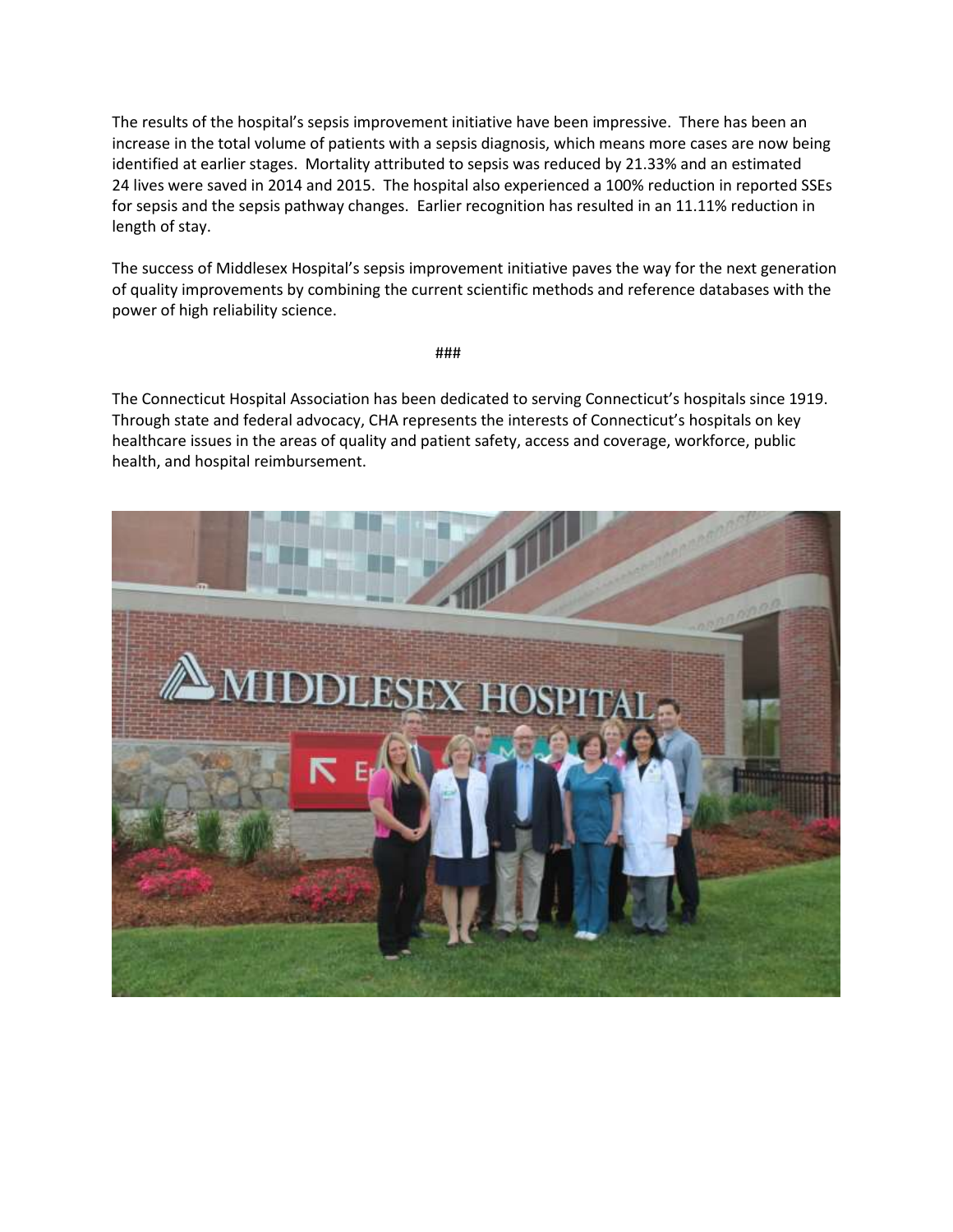The results of the hospital's sepsis improvement initiative have been impressive. There has been an increase in the total volume of patients with a sepsis diagnosis, which means more cases are now being identified at earlier stages. Mortality attributed to sepsis was reduced by 21.33% and an estimated 24 lives were saved in 2014 and 2015. The hospital also experienced a 100% reduction in reported SSEs for sepsis and the sepsis pathway changes. Earlier recognition has resulted in an 11.11% reduction in length of stay.

The success of Middlesex Hospital's sepsis improvement initiative paves the way for the next generation of quality improvements by combining the current scientific methods and reference databases with the power of high reliability science.

###

The Connecticut Hospital Association has been dedicated to serving Connecticut's hospitals since 1919. Through state and federal advocacy, CHA represents the interests of Connecticut's hospitals on key healthcare issues in the areas of quality and patient safety, access and coverage, workforce, public health, and hospital reimbursement.